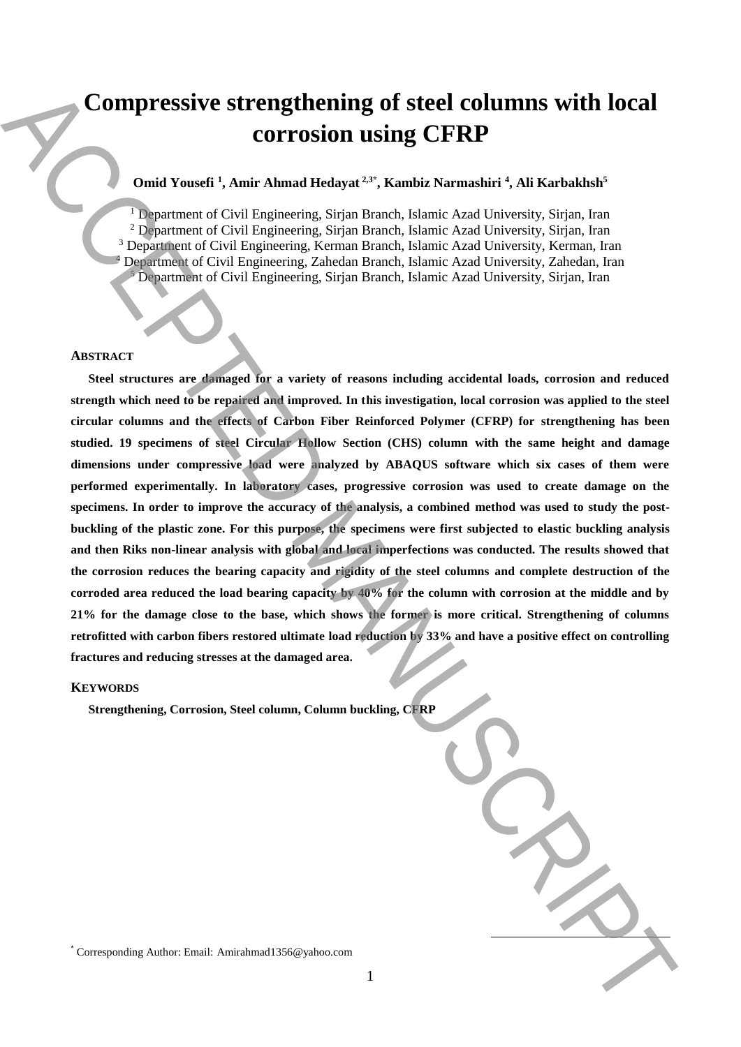# Compressive strengthening of steel columns with local corrosion using CFRP

**Omid Yousefi [1], Amir Ahmad Hedayat [2,3*], Kambiz Narmashiri [4], Ali Karbakhsh[5]**

[1] Department of Civil Engineering, Sirjan Branch, Islamic Azad University, Sirjan, Iran
[2] Department of Civil Engineering, Sirjan Branch, Islamic Azad University, Sirjan, Iran
[3] Department of Civil Engineering, Kerman Branch, Islamic Azad University, Kerman, Iran
[4] Department of Civil Engineering, Zahedan Branch, Islamic Azad University, Zahedan, Iran
[5] Department of Civil Engineering, Sirjan Branch, Islamic Azad University, Sirjan, Iran

## ABSTRACT

**Steel structures are damaged for a variety of reasons including accidental loads, corrosion and reduced strength which need to be repaired and improved. In this investigation, local corrosion was applied to the steel circular columns and the effects of Carbon Fiber Reinforced Polymer (CFRP) for strengthening has been studied. 19 specimens of steel Circular Hollow Section (CHS) column with the same height and damage dimensions under compressive load were analyzed by ABAQUS software which six cases of them were performed experimentally. In laboratory cases, progressive corrosion was used to create damage on the specimens. In order to improve the accuracy of the analysis, a combined method was used to study the post-buckling of the plastic zone. For this purpose, the specimens were first subjected to elastic buckling analysis and then Riks non-linear analysis with global and local imperfections was conducted. The results showed that the corrosion reduces the bearing capacity and rigidity of the steel columns and complete destruction of the corroded area reduced the load bearing capacity by 40% for the column with corrosion at the middle and by 21% for the damage close to the base, which shows the former is more critical. Strengthening of columns retrofitted with carbon fibers restored ultimate load reduction by 33% and have a positive effect on controlling fractures and reducing stresses at the damaged area.**

## KEYWORDS

**Strengthening, Corrosion, Steel column, Column buckling, CFRP**

[*] Corresponding Author: Email: Amirahmad1356@yahoo.com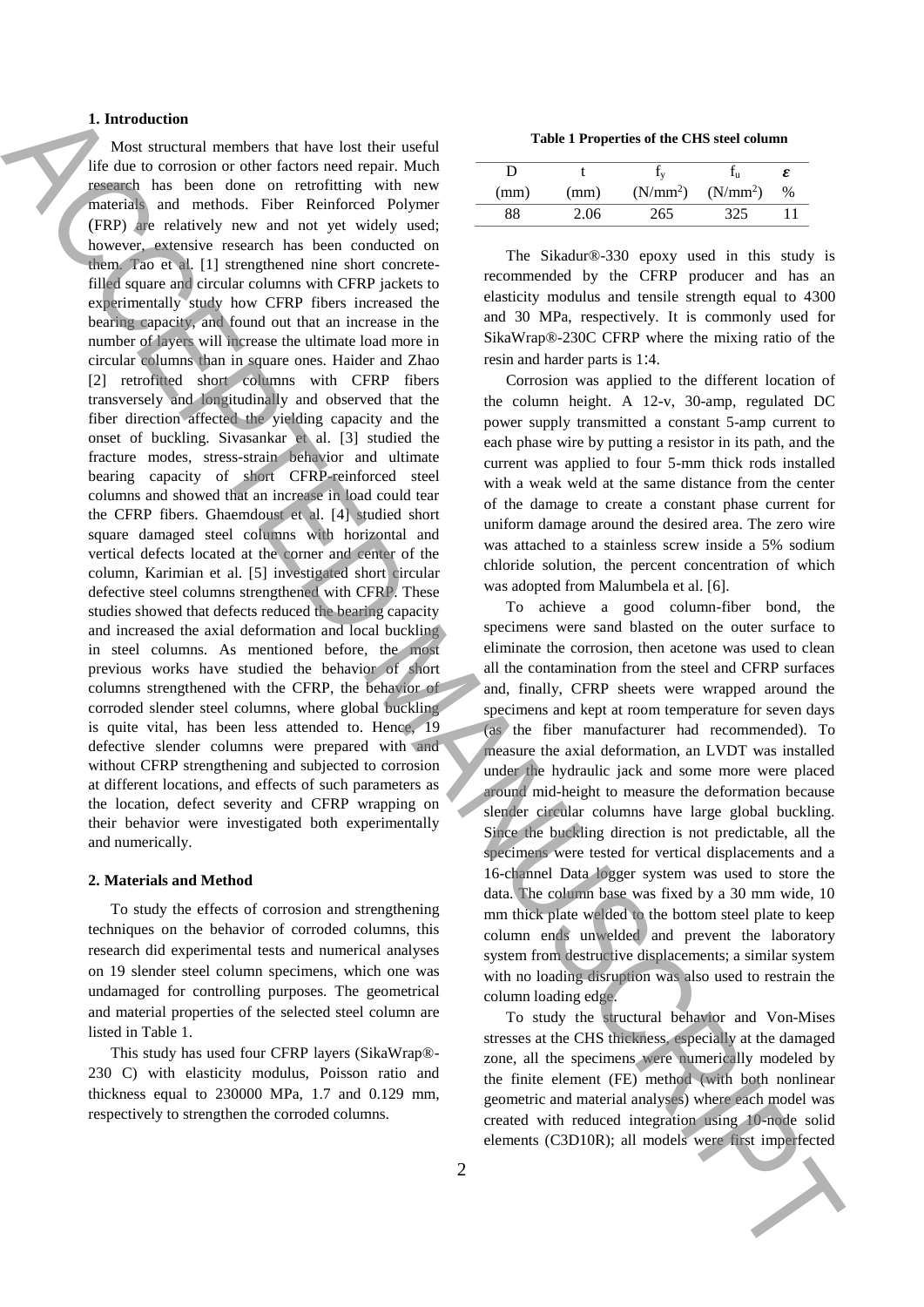## 1. Introduction

Most structural members that have lost their useful life due to corrosion or other factors need repair. Much research has been done on retrofitting with new materials and methods. Fiber Reinforced Polymer (FRP) are relatively new and not yet widely used; however, extensive research has been conducted on them. Tao et al. [1] strengthened nine short concrete-filled square and circular columns with CFRP jackets to experimentally study how CFRP fibers increased the bearing capacity, and found out that an increase in the number of layers will increase the ultimate load more in circular columns than in square ones. Haider and Zhao [2] retrofitted short columns with CFRP fibers transversely and longitudinally and observed that the fiber direction affected the yielding capacity and the onset of buckling. Sivasankar et al. [3] studied the fracture modes, stress-strain behavior and ultimate bearing capacity of short CFRP-reinforced steel columns and showed that an increase in load could tear the CFRP fibers. Ghaemdoust et al. [4] studied short square damaged steel columns with horizontal and vertical defects located at the corner and center of the column, Karimian et al. [5] investigated short circular defective steel columns strengthened with CFRP. These studies showed that defects reduced the bearing capacity and increased the axial deformation and local buckling in steel columns. As mentioned before, the most previous works have studied the behavior of short columns strengthened with the CFRP, the behavior of corroded slender steel columns, where global buckling is quite vital, has been less attended to. Hence, 19 defective slender columns were prepared with and without CFRP strengthening and subjected to corrosion at different locations, and effects of such parameters as the location, defect severity and CFRP wrapping on their behavior were investigated both experimentally and numerically.

## 2. Materials and Method

To study the effects of corrosion and strengthening techniques on the behavior of corroded columns, this research did experimental tests and numerical analyses on 19 slender steel column specimens, which one was undamaged for controlling purposes. The geometrical and material properties of the selected steel column are listed in Table 1.

This study has used four CFRP layers (SikaWrap®-230 C) with elasticity modulus, Poisson ratio and thickness equal to 230000 MPa, 1.7 and 0.129 mm, respectively to strengthen the corroded columns.

**Table 1 Properties of the CHS steel column**

| D (mm) | t (mm) | $f_y$ (N/mm$^2$) | $f_u$ (N/mm$^2$) | $\varepsilon$ % |
|---|---|---|---|---|
| 88 | 2.06 | 265 | 325 | 11 |

The Sikadur®-330 epoxy used in this study is recommended by the CFRP producer and has an elasticity modulus and tensile strength equal to 4300 and 30 MPa, respectively. It is commonly used for SikaWrap®-230C CFRP where the mixing ratio of the resin and harder parts is 1:4.

Corrosion was applied to the different location of the column height. A 12-v, 30-amp, regulated DC power supply transmitted a constant 5-amp current to each phase wire by putting a resistor in its path, and the current was applied to four 5-mm thick rods installed with a weak weld at the same distance from the center of the damage to create a constant phase current for uniform damage around the desired area. The zero wire was attached to a stainless screw inside a 5% sodium chloride solution, the percent concentration of which was adopted from Malumbela et al. [6].

To achieve a good column-fiber bond, the specimens were sand blasted on the outer surface to eliminate the corrosion, then acetone was used to clean all the contamination from the steel and CFRP surfaces and, finally, CFRP sheets were wrapped around the specimens and kept at room temperature for seven days (as the fiber manufacturer had recommended). To measure the axial deformation, an LVDT was installed under the hydraulic jack and some more were placed around mid-height to measure the deformation because slender circular columns have large global buckling. Since the buckling direction is not predictable, all the specimens were tested for vertical displacements and a 16-channel Data logger system was used to store the data. The column base was fixed by a 30 mm wide, 10 mm thick plate welded to the bottom steel plate to keep column ends unwelded and prevent the laboratory system from destructive displacements; a similar system with no loading disruption was also used to restrain the column loading edge.

To study the structural behavior and Von-Mises stresses at the CHS thickness, especially at the damaged zone, all the specimens were numerically modeled by the finite element (FE) method (with both nonlinear geometric and material analyses) where each model was created with reduced integration using 10-node solid elements (C3D10R); all models were first imperfected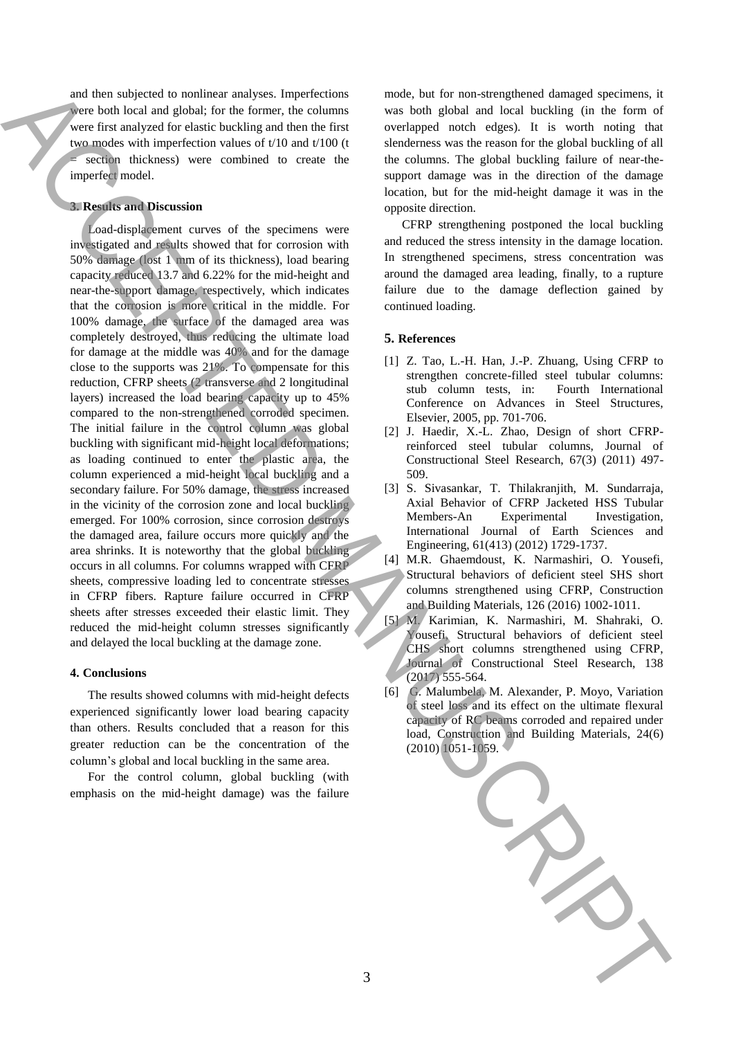and then subjected to nonlinear analyses. Imperfections were both local and global; for the former, the columns were first analyzed for elastic buckling and then the first two modes with imperfection values of t/10 and t/100 (t = section thickness) were combined to create the imperfect model.

## 3. Results and Discussion

Load-displacement curves of the specimens were investigated and results showed that for corrosion with 50% damage (lost 1 mm of its thickness), load bearing capacity reduced 13.7 and 6.22% for the mid-height and near-the-support damage, respectively, which indicates that the corrosion is more critical in the middle. For 100% damage, the surface of the damaged area was completely destroyed, thus reducing the ultimate load for damage at the middle was 40% and for the damage close to the supports was 21%. To compensate for this reduction, CFRP sheets (2 transverse and 2 longitudinal layers) increased the load bearing capacity up to 45% compared to the non-strengthened corroded specimen. The initial failure in the control column was global buckling with significant mid-height local deformations; as loading continued to enter the plastic area, the column experienced a mid-height local buckling and a secondary failure. For 50% damage, the stress increased in the vicinity of the corrosion zone and local buckling emerged. For 100% corrosion, since corrosion destroys the damaged area, failure occurs more quickly and the area shrinks. It is noteworthy that the global buckling occurs in all columns. For columns wrapped with CFRP sheets, compressive loading led to concentrate stresses in CFRP fibers. Rapture failure occurred in CFRP sheets after stresses exceeded their elastic limit. They reduced the mid-height column stresses significantly and delayed the local buckling at the damage zone.

## 4. Conclusions

The results showed columns with mid-height defects experienced significantly lower load bearing capacity than others. Results concluded that a reason for this greater reduction can be the concentration of the column's global and local buckling in the same area.

For the control column, global buckling (with emphasis on the mid-height damage) was the failure mode, but for non-strengthened damaged specimens, it was both global and local buckling (in the form of overlapped notch edges). It is worth noting that slenderness was the reason for the global buckling of all the columns. The global buckling failure of near-the-support damage was in the direction of the damage location, but for the mid-height damage it was in the opposite direction.

CFRP strengthening postponed the local buckling and reduced the stress intensity in the damage location. In strengthened specimens, stress concentration was around the damaged area leading, finally, to a rupture failure due to the damage deflection gained by continued loading.

## 5. References

[1] Z. Tao, L.-H. Han, J.-P. Zhuang, Using CFRP to strengthen concrete-filled steel tubular columns: stub column tests, in: Fourth International Conference on Advances in Steel Structures, Elsevier, 2005, pp. 701-706.

[2] J. Haedir, X.-L. Zhao, Design of short CFRP-reinforced steel tubular columns, Journal of Constructional Steel Research, 67(3) (2011) 497-509.

[3] S. Sivasankar, T. Thilakranjith, M. Sundarraja, Axial Behavior of CFRP Jacketed HSS Tubular Members-An Experimental Investigation, International Journal of Earth Sciences and Engineering, 61(413) (2012) 1729-1737.

[4] M.R. Ghaemdoust, K. Narmashiri, O. Yousefi, Structural behaviors of deficient steel SHS short columns strengthened using CFRP, Construction and Building Materials, 126 (2016) 1002-1011.

[5] M. Karimian, K. Narmashiri, M. Shahraki, O. Yousefi, Structural behaviors of deficient steel CHS short columns strengthened using CFRP, Journal of Constructional Steel Research, 138 (2017) 555-564.

[6] G. Malumbela, M. Alexander, P. Moyo, Variation of steel loss and its effect on the ultimate flexural capacity of RC beams corroded and repaired under load, Construction and Building Materials, 24(6) (2010) 1051-1059.